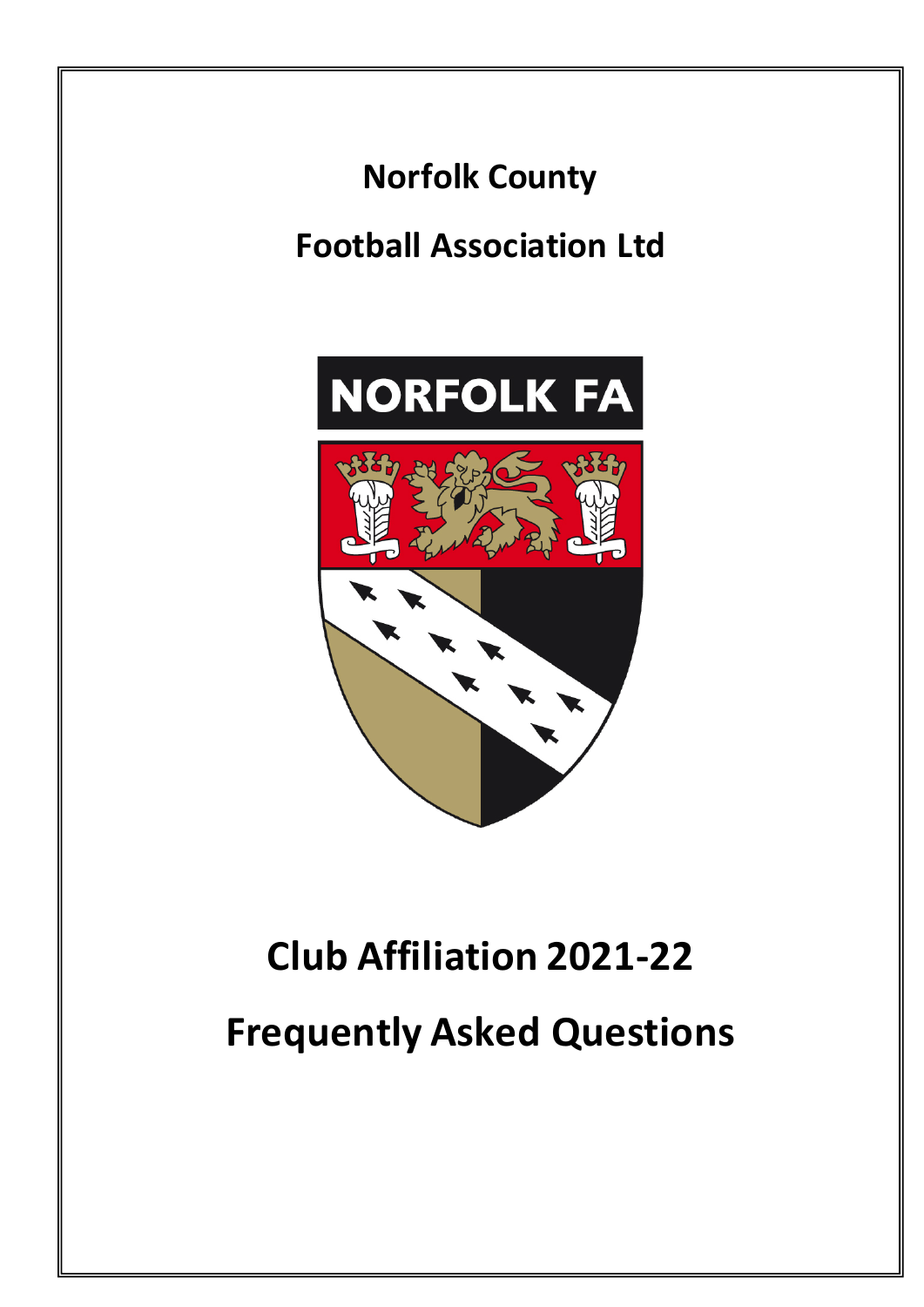**Norfolk County**

**Football Association Ltd**

NORFOLK FA

# Club Affiliation 2021-22

# Frequently Asked Questions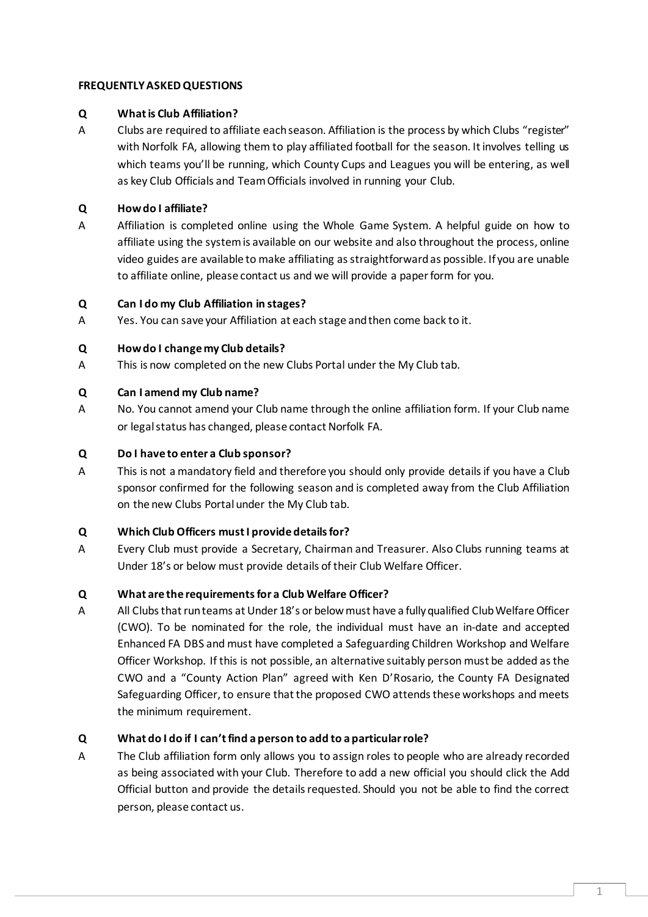**FREQUENTLY ASKED QUESTIONS**

**Q What is Club Affiliation?**

A Clubs are required to affiliate each season. Affiliation is the process by which Clubs "register" with Norfolk FA, allowing them to play affiliated football for the season. It involves telling us which teams you'll be running, which County Cups and Leagues you will be entering, as well as key Club Officials and Team Officials involved in running your Club.

**Q How do I affiliate?**

A Affiliation is completed online using the Whole Game System. A helpful guide on how to affiliate using the system is available on our website and also throughout the process, online video guides are available to make affiliating as straightforward as possible. If you are unable to affiliate online, please contact us and we will provide a paper form for you.

**Q Can I do my Club Affiliation in stages?**

A Yes. You can save your Affiliation at each stage and then come back to it.

**Q How do I change my Club details?**

A This is now completed on the new Clubs Portal under the My Club tab.

**Q Can I amend my Club name?**

A No. You cannot amend your Club name through the online affiliation form. If your Club name or legal status has changed, please contact Norfolk FA.

**Q Do I have to enter a Club sponsor?**

A This is not a mandatory field and therefore you should only provide details if you have a Club sponsor confirmed for the following season and is completed away from the Club Affiliation on the new Clubs Portal under the My Club tab.

**Q Which Club Officers must I provide details for?**

A Every Club must provide a Secretary, Chairman and Treasurer. Also Clubs running teams at Under 18's or below must provide details of their Club Welfare Officer.

**Q What are the requirements for a Club Welfare Officer?**

A All Clubs that run teams at Under 18's or below must have a fully qualified Club Welfare Officer (CWO). To be nominated for the role, the individual must have an in-date and accepted Enhanced FA DBS and must have completed a Safeguarding Children Workshop and Welfare Officer Workshop. If this is not possible, an alternative suitably person must be added as the CWO and a "County Action Plan" agreed with Ken D'Rosario, the County FA Designated Safeguarding Officer, to ensure that the proposed CWO attends these workshops and meets the minimum requirement.

**Q What do I do if I can't find a person to add to a particular role?**

A The Club affiliation form only allows you to assign roles to people who are already recorded as being associated with your Club. Therefore to add a new official you should click the Add Official button and provide the details requested. Should you not be able to find the correct person, please contact us.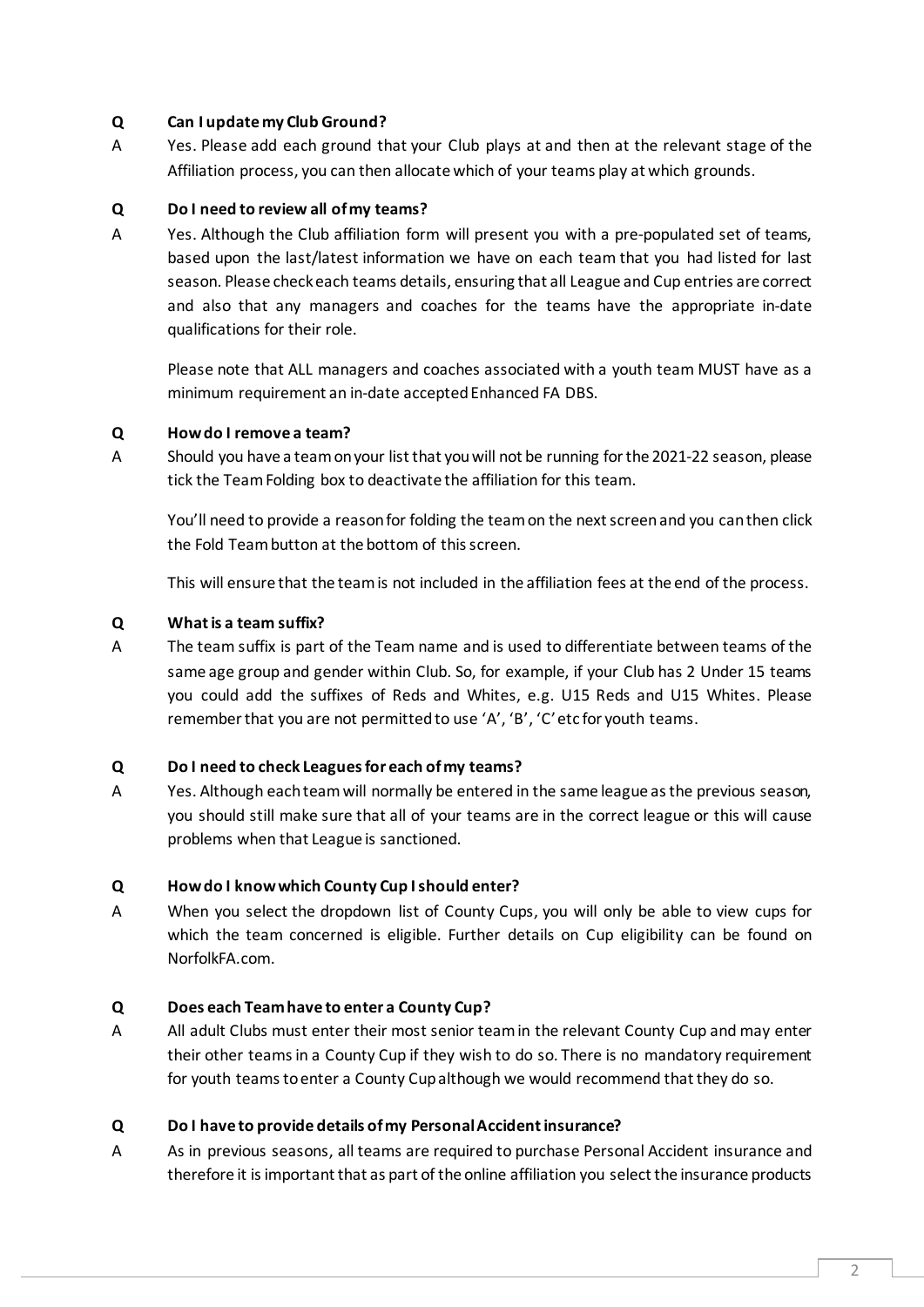**Q** **Can I update my Club Ground?**

A Yes. Please add each ground that your Club plays at and then at the relevant stage of the Affiliation process, you can then allocate which of your teams play at which grounds.

**Q** **Do I need to review all of my teams?**

A Yes. Although the Club affiliation form will present you with a pre-populated set of teams, based upon the last/latest information we have on each team that you had listed for last season. Please check each teams details, ensuring that all League and Cup entries are correct and also that any managers and coaches for the teams have the appropriate in-date qualifications for their role.

Please note that ALL managers and coaches associated with a youth team MUST have as a minimum requirement an in-date accepted Enhanced FA DBS.

**Q** **How do I remove a team?**

A Should you have a team on your list that you will not be running for the 2021-22 season, please tick the Team Folding box to deactivate the affiliation for this team.

You'll need to provide a reason for folding the team on the next screen and you can then click the Fold Team button at the bottom of this screen.

This will ensure that the team is not included in the affiliation fees at the end of the process.

**Q** **What is a team suffix?**

A The team suffix is part of the Team name and is used to differentiate between teams of the same age group and gender within Club. So, for example, if your Club has 2 Under 15 teams you could add the suffixes of Reds and Whites, e.g. U15 Reds and U15 Whites. Please remember that you are not permitted to use 'A', 'B', 'C' etc for youth teams.

**Q** **Do I need to check Leagues for each of my teams?**

A Yes. Although each team will normally be entered in the same league as the previous season, you should still make sure that all of your teams are in the correct league or this will cause problems when that League is sanctioned.

**Q** **How do I know which County Cup I should enter?**

A When you select the dropdown list of County Cups, you will only be able to view cups for which the team concerned is eligible. Further details on Cup eligibility can be found on NorfolkFA.com.

**Q** **Does each Team have to enter a County Cup?**

A All adult Clubs must enter their most senior team in the relevant County Cup and may enter their other teams in a County Cup if they wish to do so. There is no mandatory requirement for youth teams to enter a County Cup although we would recommend that they do so.

**Q** **Do I have to provide details of my Personal Accident insurance?**

A As in previous seasons, all teams are required to purchase Personal Accident insurance and therefore it is important that as part of the online affiliation you select the insurance products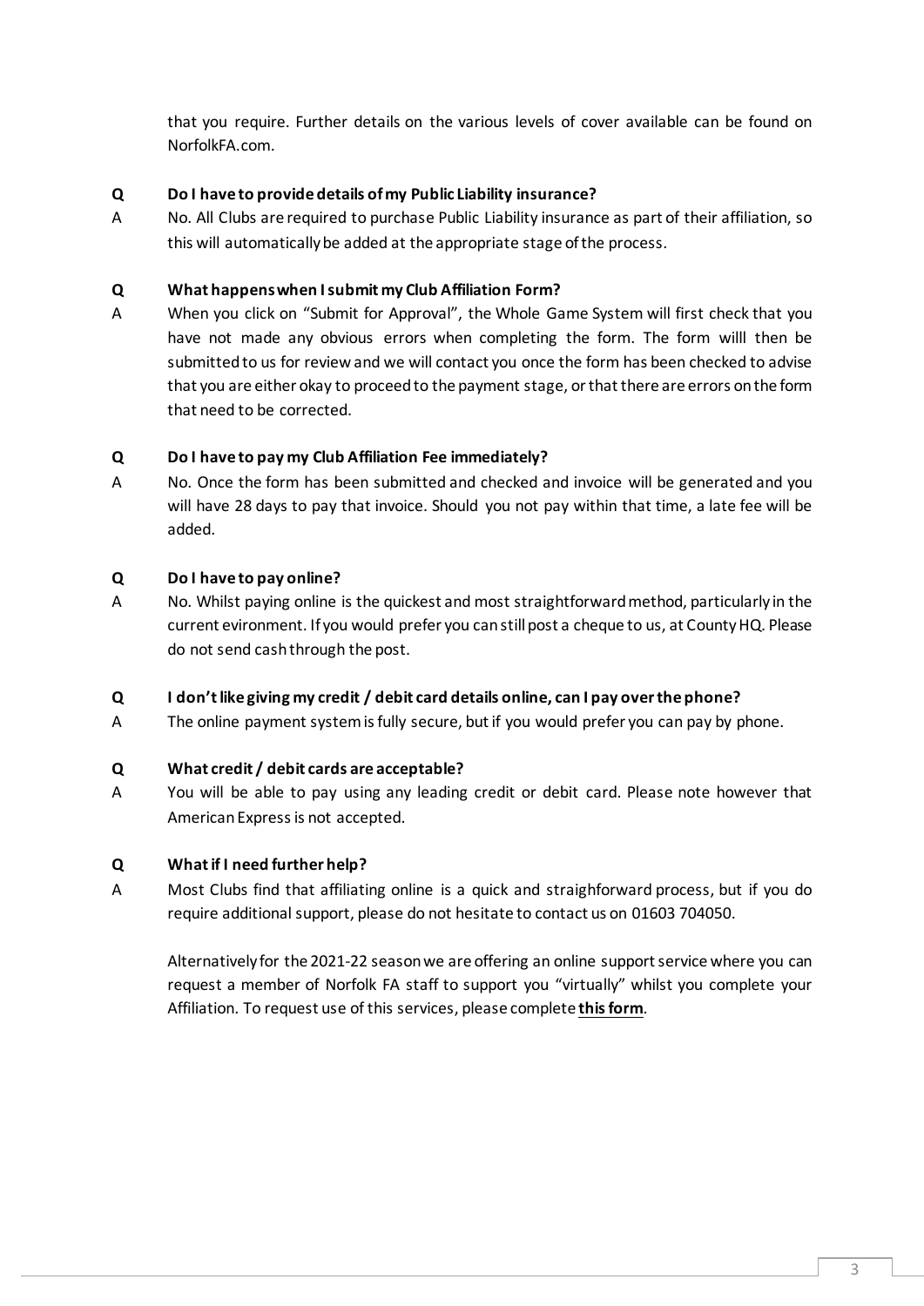that you require. Further details on the various levels of cover available can be found on NorfolkFA.com.

**Q Do I have to provide details of my Public Liability insurance?**

A No. All Clubs are required to purchase Public Liability insurance as part of their affiliation, so this will automatically be added at the appropriate stage of the process.

**Q What happens when I submit my Club Affiliation Form?**

A When you click on "Submit for Approval", the Whole Game System will first check that you have not made any obvious errors when completing the form. The form willl then be submitted to us for review and we will contact you once the form has been checked to advise that you are either okay to proceed to the payment stage, or that there are errors on the form that need to be corrected.

**Q Do I have to pay my Club Affiliation Fee immediately?**

A No. Once the form has been submitted and checked and invoice will be generated and you will have 28 days to pay that invoice. Should you not pay within that time, a late fee will be added.

**Q Do I have to pay online?**

A No. Whilst paying online is the quickest and most straightforward method, particularly in the current evironment. If you would prefer you can still post a cheque to us, at County HQ. Please do not send cash through the post.

**Q I don't like giving my credit / debit card details online, can I pay over the phone?**

A The online payment system is fully secure, but if you would prefer you can pay by phone.

**Q What credit / debit cards are acceptable?**

A You will be able to pay using any leading credit or debit card. Please note however that American Express is not accepted.

**Q What if I need further help?**

A Most Clubs find that affiliating online is a quick and straighforward process, but if you do require additional support, please do not hesitate to contact us on 01603 704050.

Alternatively for the 2021-22 season we are offering an online support service where you can request a member of Norfolk FA staff to support you "virtually" whilst you complete your Affiliation. To request use of this services, please complete **this form**.